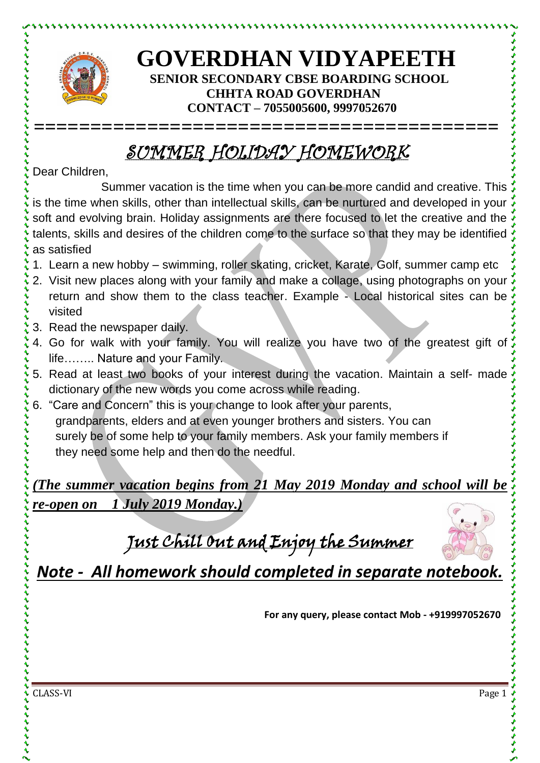# GOVERDHAN VIDYAPEETH

**SENIOR SECONDARY CBSE BOARDING SCHOOL**
**CHHTA ROAD GOVERDHAN**
**CONTACT – 7055005600, 9997052670**

## *SUMMER HOLIDAY HOMEWORK*

Dear Children,

Summer vacation is the time when you can be more candid and creative. This is the time when skills, other than intellectual skills, can be nurtured and developed in your soft and evolving brain. Holiday assignments are there focused to let the creative and the talents, skills and desires of the children come to the surface so that they may be identified as satisfied

1. Learn a new hobby – swimming, roller skating, cricket, Karate, Golf, summer camp etc
2. Visit new places along with your family and make a collage, using photographs on your return and show them to the class teacher. Example - Local historical sites can be visited
3. Read the newspaper daily.
4. Go for walk with your family. You will realize you have two of the greatest gift of life…….. Nature and your Family.
5. Read at least two books of your interest during the vacation. Maintain a self- made dictionary of the new words you come across while reading.
6. "Care and Concern" this is your change to look after your parents, grandparents, elders and at even younger brothers and sisters. You can surely be of some help to your family members. Ask your family members if they need some help and then do the needful.

***(The summer vacation begins from 21 May 2019 Monday and school will be re-open on 1 July 2019 Monday.)***

## *Just Chill Out and Enjoy the Summer*

***Note - All homework should completed in separate notebook.***

**For any query, please contact Mob - +919997052670**

CLASS-VI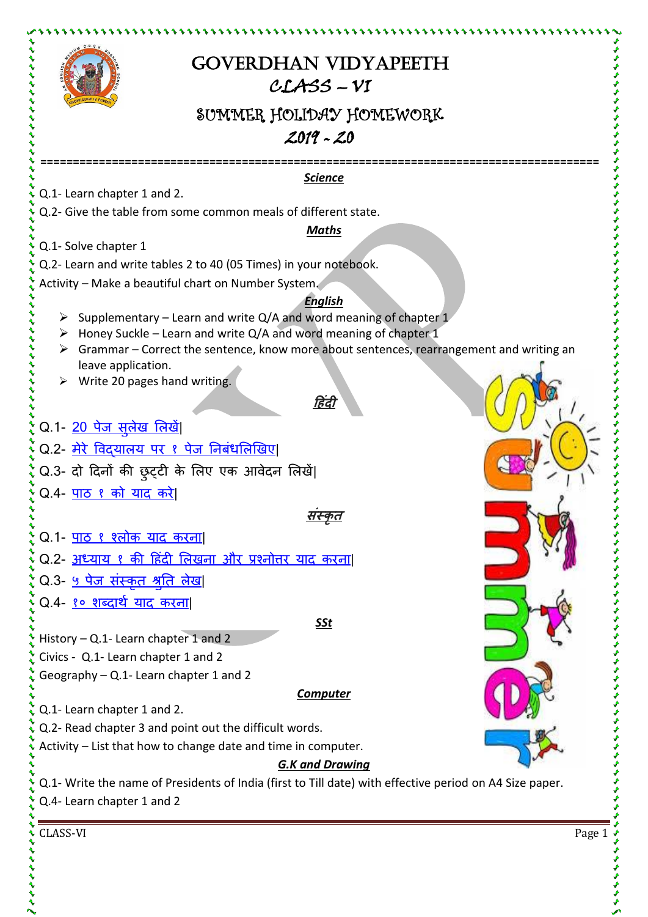# GOVERDHAN VIDYAPEETH

## CLASS – VI

## SUMMER HOLIDAY HOMEWORK

## 2019 - 20

---

### *Science*

Q.1- Learn chapter 1 and 2.

Q.2- Give the table from some common meals of different state.

### *Maths*

Q.1- Solve chapter 1

Q.2- Learn and write tables 2 to 40 (05 Times) in your notebook.

Activity – Make a beautiful chart on Number System.

### *English*

- Supplementary – Learn and write Q/A and word meaning of chapter 1
- Honey Suckle – Learn and write Q/A and word meaning of chapter 1
- Grammar – Correct the sentence, know more about sentences, rearrangement and writing an leave application.
- Write 20 pages hand writing.

### *हिंदी*

Q.1- 20 पेज सुलेख लिखें|

Q.2- मेरे विद्यालय पर १ पेज निबंधलिखिए|

Q.3- दो दिनों की छुट्टी के लिए एक आवेदन लिखें|

Q.4- पाठ १ को याद करे|

### *संस्कृत*

Q.1- पाठ १ श्लोक याद करना|

Q.2- अध्याय १ की हिंदी लिखना और प्रश्नोत्तर याद करना|

Q.3- ५ पेज संस्कृत श्रुति लेख|

Q.4- १० शब्दार्थ याद करना|

### *SSt*

History – Q.1- Learn chapter 1 and 2

Civics - Q.1- Learn chapter 1 and 2

Geography – Q.1- Learn chapter 1 and 2

### *Computer*

Q.1- Learn chapter 1 and 2.

Q.2- Read chapter 3 and point out the difficult words.

Activity – List that how to change date and time in computer.

### *G.K and Drawing*

Q.1- Write the name of Presidents of India (first to Till date) with effective period on A4 Size paper.

Q.4- Learn chapter 1 and 2